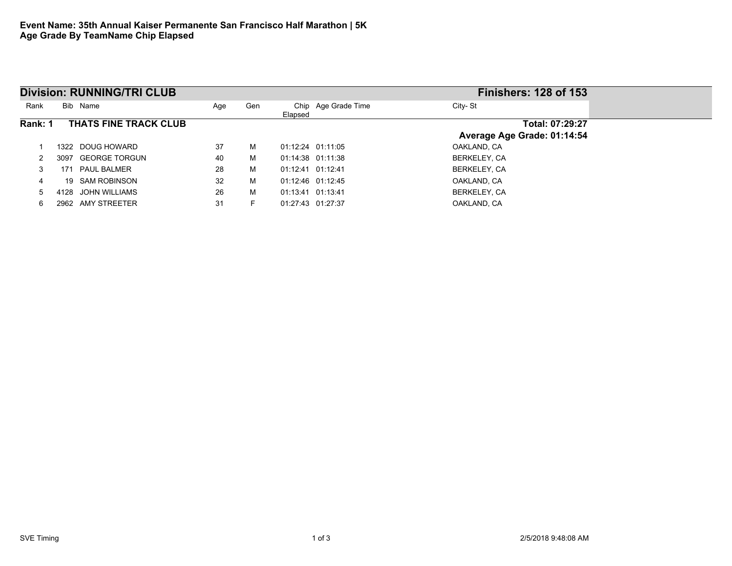**Event Name: 35th Annual Kaiser Permanente San Francisco Half Marathon | 5K**
**Age Grade By TeamName Chip Elapsed**

## Division: RUNNING/TRI CLUB

**Finishers: 128 of 153**

### Rank: 1 THATS FINE TRACK CLUB

**Total: 07:29:27**

**Average Age Grade: 01:14:54**

| Rank | Bib | Name | Age | Gen | Chip Elapsed | Age Grade Time | City- St |
|---|---|---|---|---|---|---|---|
| 1 | 1322 | DOUG HOWARD | 37 | M | 01:12:24 | 01:11:05 | OAKLAND, CA |
| 2 | 3097 | GEORGE TORGUN | 40 | M | 01:14:38 | 01:11:38 | BERKELEY, CA |
| 3 | 171 | PAUL BALMER | 28 | M | 01:12:41 | 01:12:41 | BERKELEY, CA |
| 4 | 19 | SAM ROBINSON | 32 | M | 01:12:46 | 01:12:45 | OAKLAND, CA |
| 5 | 4128 | JOHN WILLIAMS | 26 | M | 01:13:41 | 01:13:41 | BERKELEY, CA |
| 6 | 2962 | AMY STREETER | 31 | F | 01:27:43 | 01:27:37 | OAKLAND, CA |

SVE Timing

2/5/2018 9:48:08 AM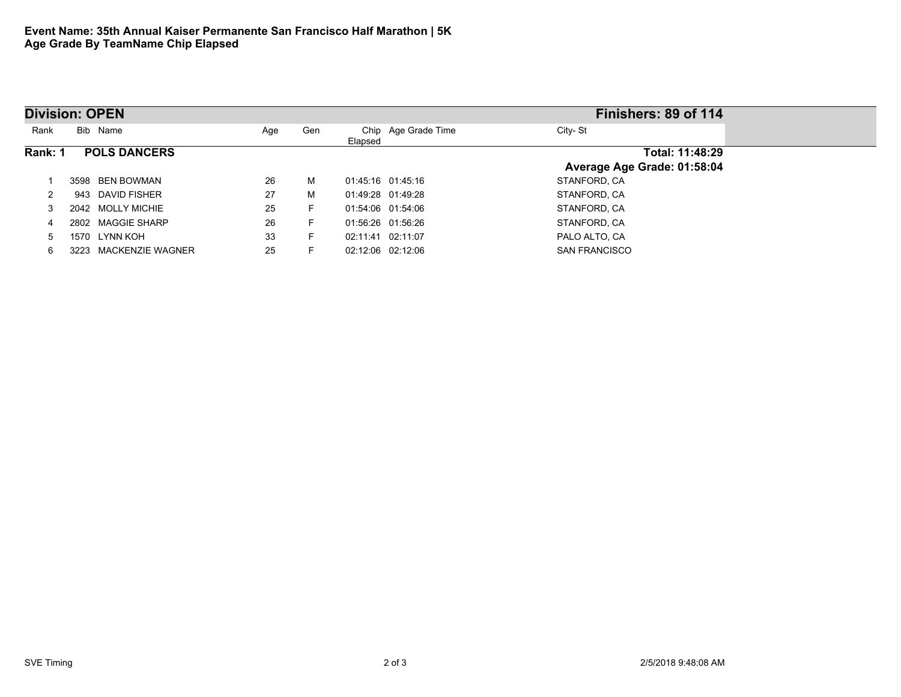**Event Name: 35th Annual Kaiser Permanente San Francisco Half Marathon | 5K**
**Age Grade By TeamName Chip Elapsed**

## Division: OPEN

**Finishers: 89 of 114**

### Rank: 1 POLS DANCERS

**Total: 11:48:29**

**Average Age Grade: 01:58:04**

| Rank | Bib | Name | Age | Gen | Chip Elapsed | Age Grade Time | City- St |
|---|---|---|---|---|---|---|---|
| 1 | 3598 | BEN BOWMAN | 26 | M | 01:45:16 | 01:45:16 | STANFORD, CA |
| 2 | 943 | DAVID FISHER | 27 | M | 01:49:28 | 01:49:28 | STANFORD, CA |
| 3 | 2042 | MOLLY MICHIE | 25 | F | 01:54:06 | 01:54:06 | STANFORD, CA |
| 4 | 2802 | MAGGIE SHARP | 26 | F | 01:56:26 | 01:56:26 | STANFORD, CA |
| 5 | 1570 | LYNN KOH | 33 | F | 02:11:41 | 02:11:07 | PALO ALTO, CA |
| 6 | 3223 | MACKENZIE WAGNER | 25 | F | 02:12:06 | 02:12:06 | SAN FRANCISCO |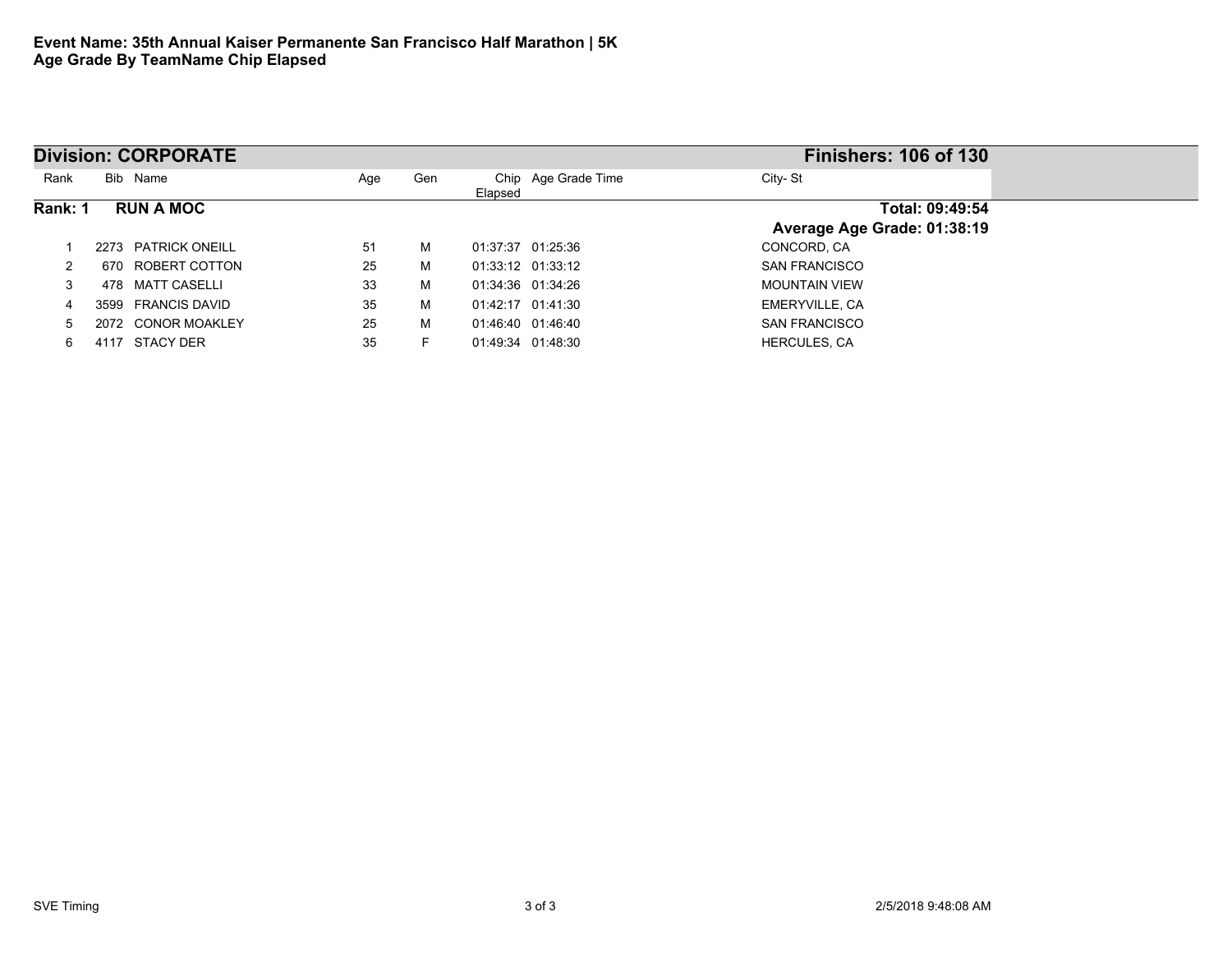**Event Name: 35th Annual Kaiser Permanente San Francisco Half Marathon | 5K**
**Age Grade By TeamName Chip Elapsed**

## Division: CORPORATE

**Finishers: 106 of 130**

### Rank: 1 RUN A MOC

**Total: 09:49:54**

**Average Age Grade: 01:38:19**

| Rank | Bib | Name | Age | Gen | Chip Elapsed | Age Grade Time | City- St |
|---|---|---|---|---|---|---|---|
| 1 | 2273 | PATRICK ONEILL | 51 | M | 01:37:37 | 01:25:36 | CONCORD, CA |
| 2 | 670 | ROBERT COTTON | 25 | M | 01:33:12 | 01:33:12 | SAN FRANCISCO |
| 3 | 478 | MATT CASELLI | 33 | M | 01:34:36 | 01:34:26 | MOUNTAIN VIEW |
| 4 | 3599 | FRANCIS DAVID | 35 | M | 01:42:17 | 01:41:30 | EMERYVILLE, CA |
| 5 | 2072 | CONOR MOAKLEY | 25 | M | 01:46:40 | 01:46:40 | SAN FRANCISCO |
| 6 | 4117 | STACY DER | 35 | F | 01:49:34 | 01:48:30 | HERCULES, CA |

SVE Timing

2/5/2018 9:48:08 AM